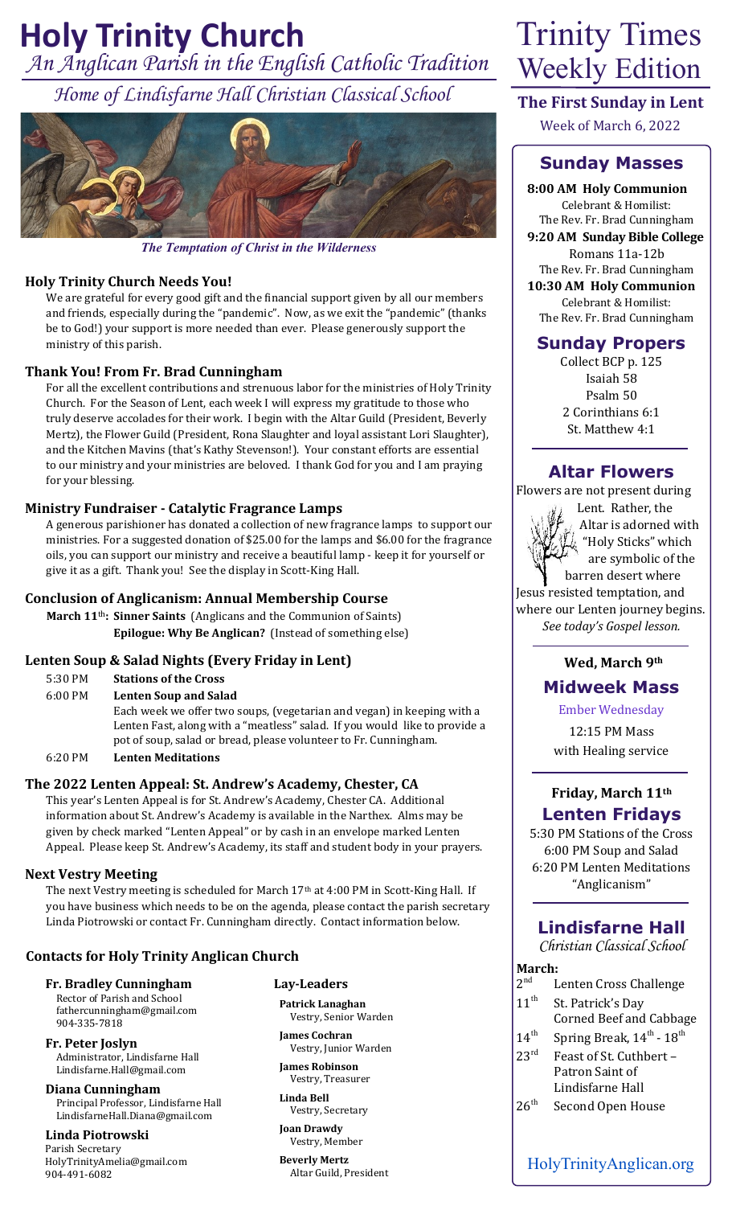# Holy Trinity Church

*An Anglican Parish in the English Catholic Tradition*

*Home of Lindisfarne Hall Christian Classical School*

*The Temptation of Christ in the Wilderness*

## Holy Trinity Church Needs You!

We are grateful for every good gift and the financial support given by all our members and friends, especially during the "pandemic". Now, as we exit the "pandemic" (thanks be to God!) your support is more needed than ever. Please generously support the ministry of this parish.

## Thank You! From Fr. Brad Cunningham

For all the excellent contributions and strenuous labor for the ministries of Holy Trinity Church. For the Season of Lent, each week I will express my gratitude to those who truly deserve accolades for their work. I begin with the Altar Guild (President, Beverly Mertz), the Flower Guild (President, Rona Slaughter and loyal assistant Lori Slaughter), and the Kitchen Mavins (that's Kathy Stevenson!). Your constant efforts are essential to our ministry and your ministries are beloved. I thank God for you and I am praying for your blessing.

## Ministry Fundraiser - Catalytic Fragrance Lamps

A generous parishioner has donated a collection of new fragrance lamps to support our ministries. For a suggested donation of $25.00 for the lamps and $6.00 for the fragrance oils, you can support our ministry and receive a beautiful lamp - keep it for yourself or give it as a gift. Thank you! See the display in Scott-King Hall.

## Conclusion of Anglicanism: Annual Membership Course

**March 11th: Sinner Saints** (Anglicans and the Communion of Saints)
**Epilogue: Why Be Anglican?** (Instead of something else)

## Lenten Soup & Salad Nights (Every Friday in Lent)

5:30 PM **Stations of the Cross**

6:00 PM **Lenten Soup and Salad**
Each week we offer two soups, (vegetarian and vegan) in keeping with a Lenten Fast, along with a "meatless" salad. If you would like to provide a pot of soup, salad or bread, please volunteer to Fr. Cunningham.

6:20 PM **Lenten Meditations**

## The 2022 Lenten Appeal: St. Andrew's Academy, Chester, CA

This year's Lenten Appeal is for St. Andrew's Academy, Chester CA. Additional information about St. Andrew's Academy is available in the Narthex. Alms may be given by check marked "Lenten Appeal" or by cash in an envelope marked Lenten Appeal. Please keep St. Andrew's Academy, its staff and student body in your prayers.

## Next Vestry Meeting

The next Vestry meeting is scheduled for March 17th at 4:00 PM in Scott-King Hall. If you have business which needs to be on the agenda, please contact the parish secretary Linda Piotrowski or contact Fr. Cunningham directly. Contact information below.

## Contacts for Holy Trinity Anglican Church

**Fr. Bradley Cunningham**
Rector of Parish and School
fathercunningham@gmail.com
904-335-7818

**Fr. Peter Joslyn**
Administrator, Lindisfarne Hall
Lindisfarne.Hall@gmail.com

**Diana Cunningham**
Principal Professor, Lindisfarne Hall
LindisfarneHall.Diana@gmail.com

**Linda Piotrowski**
Parish Secretary
HolyTrinityAmelia@gmail.com
904-491-6082

### Lay-Leaders

**Patrick Lanaghan**
Vestry, Senior Warden

**James Cochran**
Vestry, Junior Warden

**James Robinson**
Vestry, Treasurer

**Linda Bell**
Vestry, Secretary

**Joan Drawdy**
Vestry, Member

**Beverly Mertz**
Altar Guild, President

# Trinity Times Weekly Edition

**The First Sunday in Lent**
Week of March 6, 2022

## Sunday Masses

**8:00 AM Holy Communion**
Celebrant & Homilist:
The Rev. Fr. Brad Cunningham

**9:20 AM Sunday Bible College**
Romans 11a-12b
The Rev. Fr. Brad Cunningham

**10:30 AM Holy Communion**
Celebrant & Homilist:
The Rev. Fr. Brad Cunningham

## Sunday Propers

Collect BCP p. 125
Isaiah 58
Psalm 50
2 Corinthians 6:1
St. Matthew 4:1

## Altar Flowers

Flowers are not present during Lent. Rather, the Altar is adorned with "Holy Sticks" which are symbolic of the barren desert where Jesus resisted temptation, and where our Lenten journey begins. *See today's Gospel lesson.*

**Wed, March 9th**

## Midweek Mass

Ember Wednesday
12:15 PM Mass
with Healing service

**Friday, March 11th**

## Lenten Fridays

5:30 PM Stations of the Cross
6:00 PM Soup and Salad
6:20 PM Lenten Meditations
"Anglicanism"

## Lindisfarne Hall

*Christian Classical School*

**March:**

- 2nd Lenten Cross Challenge
- 11th St. Patrick's Day Corned Beef and Cabbage
- 14th Spring Break, 14th - 18th
- 23rd Feast of St. Cuthbert – Patron Saint of Lindisfarne Hall
- 26th Second Open House

HolyTrinityAnglican.org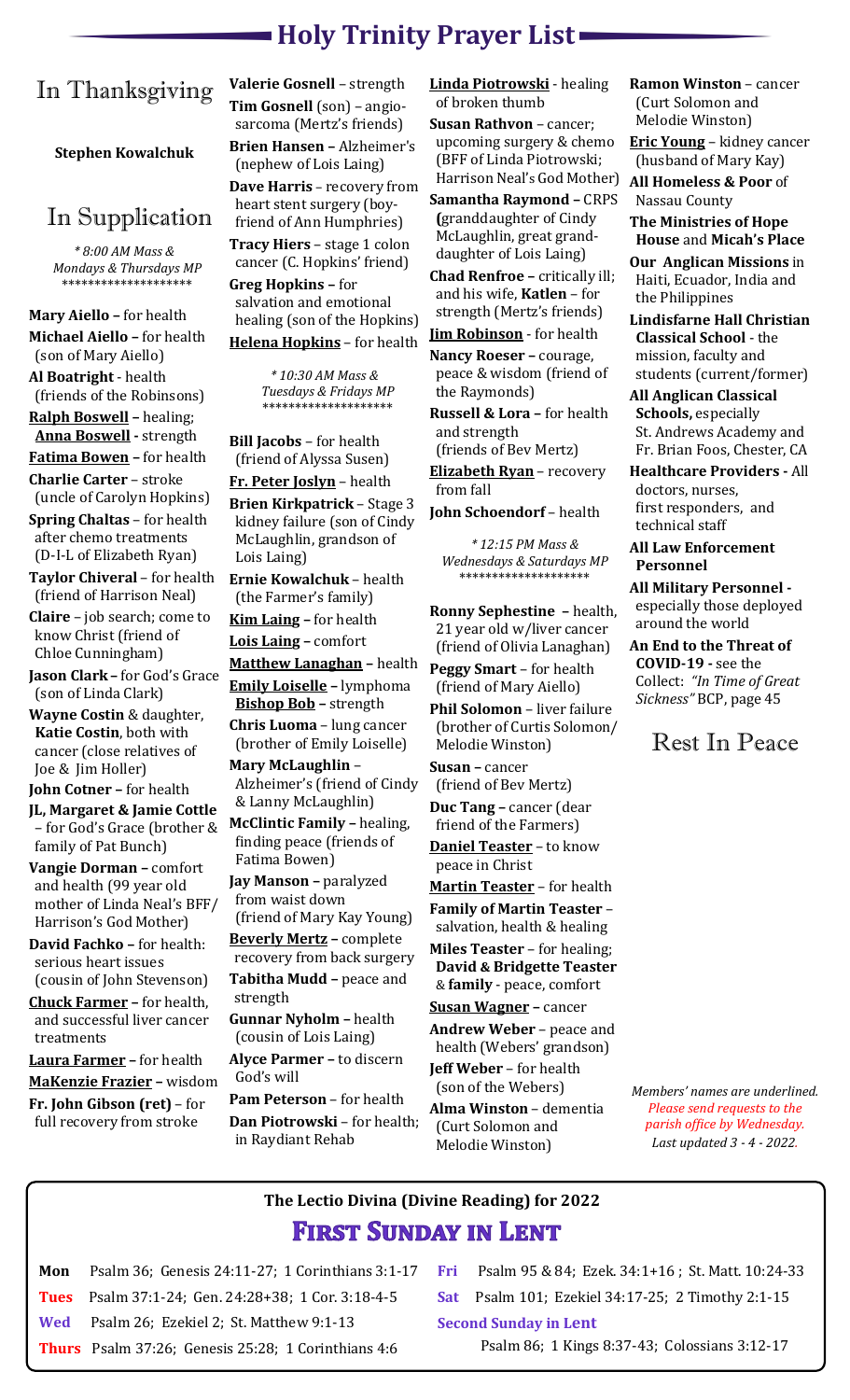# Holy Trinity Prayer List

## In Thanksgiving

**Stephen Kowalchuk**

## In Supplication

*\* 8:00 AM Mass & Mondays & Thursdays MP*
*\*\*\*\*\*\*\*\*\*\*\*\*\*\*\*\*\*\*\*\*\**

**Mary Aiello –** for health

**Michael Aiello –** for health (son of Mary Aiello)

**Al Boatright** - health (friends of the Robinsons)

**Ralph Boswell –** healing; **Anna Boswell -** strength

**Fatima Bowen –** for health

**Charlie Carter** – stroke (uncle of Carolyn Hopkins)

**Spring Chaltas** – for health after chemo treatments (D-I-L of Elizabeth Ryan)

**Taylor Chiveral** – for health (friend of Harrison Neal)

**Claire** – job search; come to know Christ (friend of Chloe Cunningham)

**Jason Clark –** for God's Grace (son of Linda Clark)

**Wayne Costin** & daughter, **Katie Costin**, both with cancer (close relatives of Joe & Jim Holler)

**John Cotner –** for health

**JL, Margaret & Jamie Cottle** – for God's Grace (brother & family of Pat Bunch)

**Vangie Dorman –** comfort and health (99 year old mother of Linda Neal's BFF/ Harrison's God Mother)

**David Fachko –** for health: serious heart issues (cousin of John Stevenson)

**Chuck Farmer –** for health, and successful liver cancer treatments

**Laura Farmer –** for health

**MaKenzie Frazier –** wisdom

**Fr. John Gibson (ret)** – for full recovery from stroke

**Valerie Gosnell** – strength

**Tim Gosnell** (son) – angiosarcoma (Mertz's friends)

**Brien Hansen –** Alzheimer's (nephew of Lois Laing)

**Dave Harris** – recovery from heart stent surgery (boyfriend of Ann Humphries)

**Tracy Hiers** – stage 1 colon cancer (C. Hopkins' friend)

**Greg Hopkins –** for salvation and emotional healing (son of the Hopkins)

**Helena Hopkins** – for health

*\* 10:30 AM Mass & Tuesdays & Fridays MP*
*\*\*\*\*\*\*\*\*\*\*\*\*\*\*\*\*\*\*\*\*\**

**Bill Jacobs** – for health (friend of Alyssa Susen)

**Fr. Peter Joslyn** – health

**Brien Kirkpatrick** – Stage 3 kidney failure (son of Cindy McLaughlin, grandson of Lois Laing)

**Ernie Kowalchuk** – health (the Farmer's family)

**Kim Laing –** for health

**Lois Laing –** comfort

**Matthew Lanaghan –** health

**Emily Loiselle –** lymphoma **Bishop Bob –** strength

**Chris Luoma** – lung cancer (brother of Emily Loiselle)

**Mary McLaughlin** – Alzheimer's (friend of Cindy & Lanny McLaughlin)

**McClintic Family –** healing, finding peace (friends of Fatima Bowen)

**Jay Manson –** paralyzed from waist down (friend of Mary Kay Young)

**Beverly Mertz –** complete recovery from back surgery

**Tabitha Mudd –** peace and strength

**Gunnar Nyholm –** health (cousin of Lois Laing)

**Alyce Parmer –** to discern God's will

**Pam Peterson** – for health

**Dan Piotrowski** – for health; in Raydiant Rehab

**Linda Piotrowski** - healing of broken thumb

**Susan Rathvon** – cancer; upcoming surgery & chemo (BFF of Linda Piotrowski; Harrison Neal's God Mother)

**Samantha Raymond –** CRPS **(**granddaughter of Cindy McLaughlin, great granddaughter of Lois Laing)

**Chad Renfroe –** critically ill; and his wife, **Katlen** – for strength (Mertz's friends)

**Jim Robinson** - for health

**Nancy Roeser –** courage, peace & wisdom (friend of the Raymonds)

**Russell & Lora –** for health and strength (friends of Bev Mertz)

**Elizabeth Ryan** – recovery from fall

**John Schoendorf** – health

*\* 12:15 PM Mass & Wednesdays & Saturdays MP*
*\*\*\*\*\*\*\*\*\*\*\*\*\*\*\*\*\*\*\*\*\**

**Ronny Sephestine –** health, 21 year old w/liver cancer (friend of Olivia Lanaghan)

**Peggy Smart** – for health (friend of Mary Aiello)

**Phil Solomon** – liver failure (brother of Curtis Solomon/ Melodie Winston)

**Susan –** cancer (friend of Bev Mertz)

**Duc Tang –** cancer (dear friend of the Farmers)

**Daniel Teaster** – to know peace in Christ

**Martin Teaster** – for health

**Family of Martin Teaster** – salvation, health & healing

**Miles Teaster** – for healing; **David & Bridgette Teaster** & **family** - peace, comfort

**Susan Wagner –** cancer

**Andrew Weber** – peace and health (Webers' grandson)

**Jeff Weber** – for health (son of the Webers)

**Alma Winston** – dementia (Curt Solomon and Melodie Winston)

**Ramon Winston** – cancer (Curt Solomon and Melodie Winston)

**Eric Young** – kidney cancer (husband of Mary Kay)

**All Homeless & Poor** of Nassau County

**The Ministries of Hope House** and **Micah's Place**

**Our Anglican Missions** in Haiti, Ecuador, India and the Philippines

**Lindisfarne Hall Christian Classical School** - the mission, faculty and students (current/former)

**All Anglican Classical Schools,** especially St. Andrews Academy and Fr. Brian Foos, Chester, CA

**Healthcare Providers -** All doctors, nurses, first responders, and technical staff

**All Law Enforcement Personnel**

**All Military Personnel -** especially those deployed around the world

**An End to the Threat of COVID-19 -** see the Collect: *"In Time of Great Sickness"* BCP, page 45

## Rest In Peace

*Members' names are underlined. Please send requests to the parish office by Wednesday. Last updated 3 - 4 - 2022.*

---

**The Lectio Divina (Divine Reading) for 2022**

## First Sunday in Lent

**Mon** Psalm 36; Genesis 24:11-27; 1 Corinthians 3:1-17

**Tues** Psalm 37:1-24; Gen. 24:28+38; 1 Cor. 3:18-4-5

**Wed** Psalm 26; Ezekiel 2; St. Matthew 9:1-13

**Thurs** Psalm 37:26; Genesis 25:28; 1 Corinthians 4:6

**Fri** Psalm 95 & 84; Ezek. 34:1+16 ; St. Matt. 10:24-33

**Sat** Psalm 101; Ezekiel 34:17-25; 2 Timothy 2:1-15

**Second Sunday in Lent**

Psalm 86; 1 Kings 8:37-43; Colossians 3:12-17